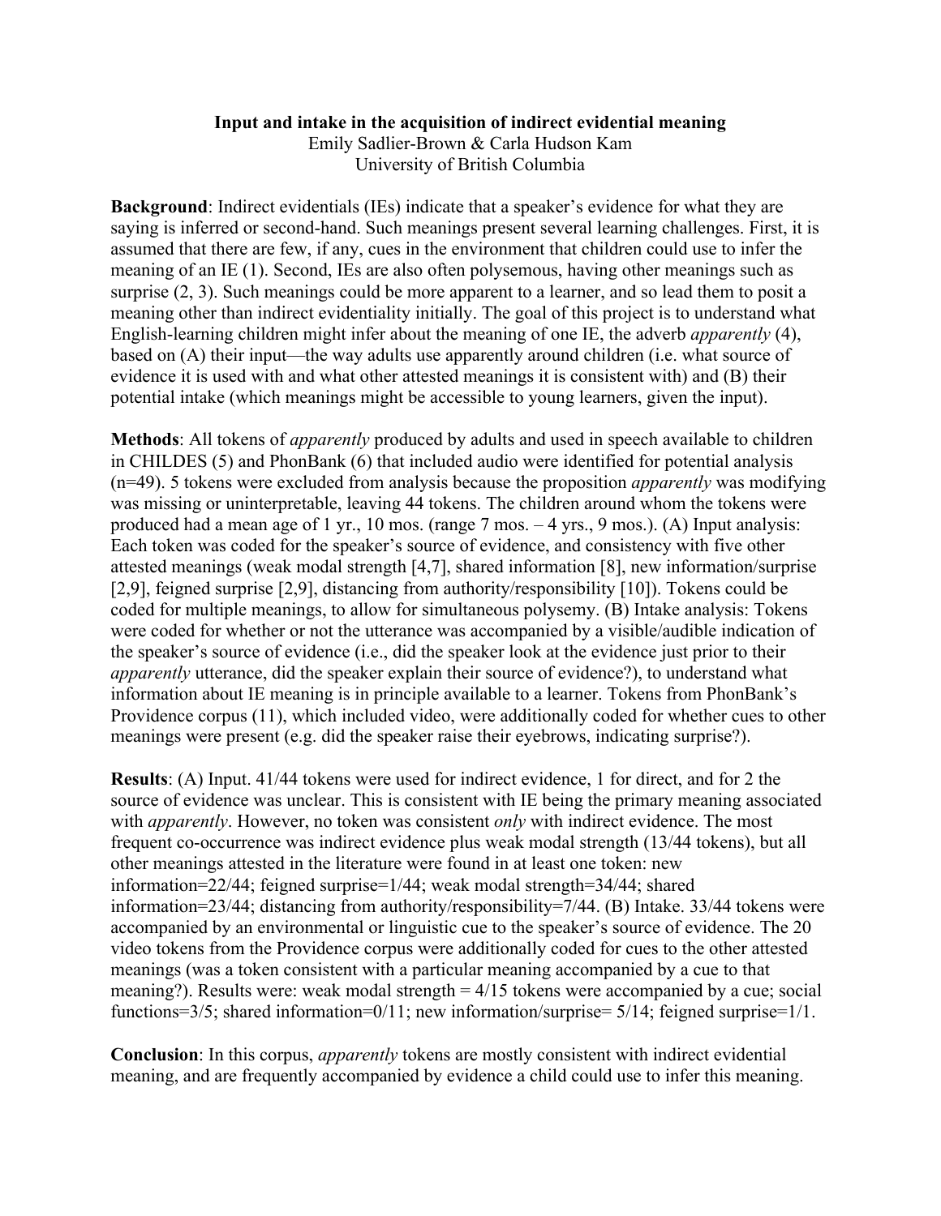**Input and intake in the acquisition of indirect evidential meaning**
Emily Sadlier-Brown & Carla Hudson Kam
University of British Columbia

**Background**: Indirect evidentials (IEs) indicate that a speaker's evidence for what they are saying is inferred or second-hand. Such meanings present several learning challenges. First, it is assumed that there are few, if any, cues in the environment that children could use to infer the meaning of an IE (1). Second, IEs are also often polysemous, having other meanings such as surprise (2, 3). Such meanings could be more apparent to a learner, and so lead them to posit a meaning other than indirect evidentiality initially. The goal of this project is to understand what English-learning children might infer about the meaning of one IE, the adverb *apparently* (4), based on (A) their input—the way adults use apparently around children (i.e. what source of evidence it is used with and what other attested meanings it is consistent with) and (B) their potential intake (which meanings might be accessible to young learners, given the input).

**Methods**: All tokens of *apparently* produced by adults and used in speech available to children in CHILDES (5) and PhonBank (6) that included audio were identified for potential analysis (n=49). 5 tokens were excluded from analysis because the proposition *apparently* was modifying was missing or uninterpretable, leaving 44 tokens. The children around whom the tokens were produced had a mean age of 1 yr., 10 mos. (range 7 mos. – 4 yrs., 9 mos.). (A) Input analysis: Each token was coded for the speaker's source of evidence, and consistency with five other attested meanings (weak modal strength [4,7], shared information [8], new information/surprise [2,9], feigned surprise [2,9], distancing from authority/responsibility [10]). Tokens could be coded for multiple meanings, to allow for simultaneous polysemy. (B) Intake analysis: Tokens were coded for whether or not the utterance was accompanied by a visible/audible indication of the speaker's source of evidence (i.e., did the speaker look at the evidence just prior to their *apparently* utterance, did the speaker explain their source of evidence?), to understand what information about IE meaning is in principle available to a learner. Tokens from PhonBank's Providence corpus (11), which included video, were additionally coded for whether cues to other meanings were present (e.g. did the speaker raise their eyebrows, indicating surprise?).

**Results**: (A) Input. 41/44 tokens were used for indirect evidence, 1 for direct, and for 2 the source of evidence was unclear. This is consistent with IE being the primary meaning associated with *apparently*. However, no token was consistent *only* with indirect evidence. The most frequent co-occurrence was indirect evidence plus weak modal strength (13/44 tokens), but all other meanings attested in the literature were found in at least one token: new information=22/44; feigned surprise=1/44; weak modal strength=34/44; shared information=23/44; distancing from authority/responsibility=7/44. (B) Intake. 33/44 tokens were accompanied by an environmental or linguistic cue to the speaker's source of evidence. The 20 video tokens from the Providence corpus were additionally coded for cues to the other attested meanings (was a token consistent with a particular meaning accompanied by a cue to that meaning?). Results were: weak modal strength = 4/15 tokens were accompanied by a cue; social functions=3/5; shared information=0/11; new information/surprise= 5/14; feigned surprise=1/1.

**Conclusion**: In this corpus, *apparently* tokens are mostly consistent with indirect evidential meaning, and are frequently accompanied by evidence a child could use to infer this meaning.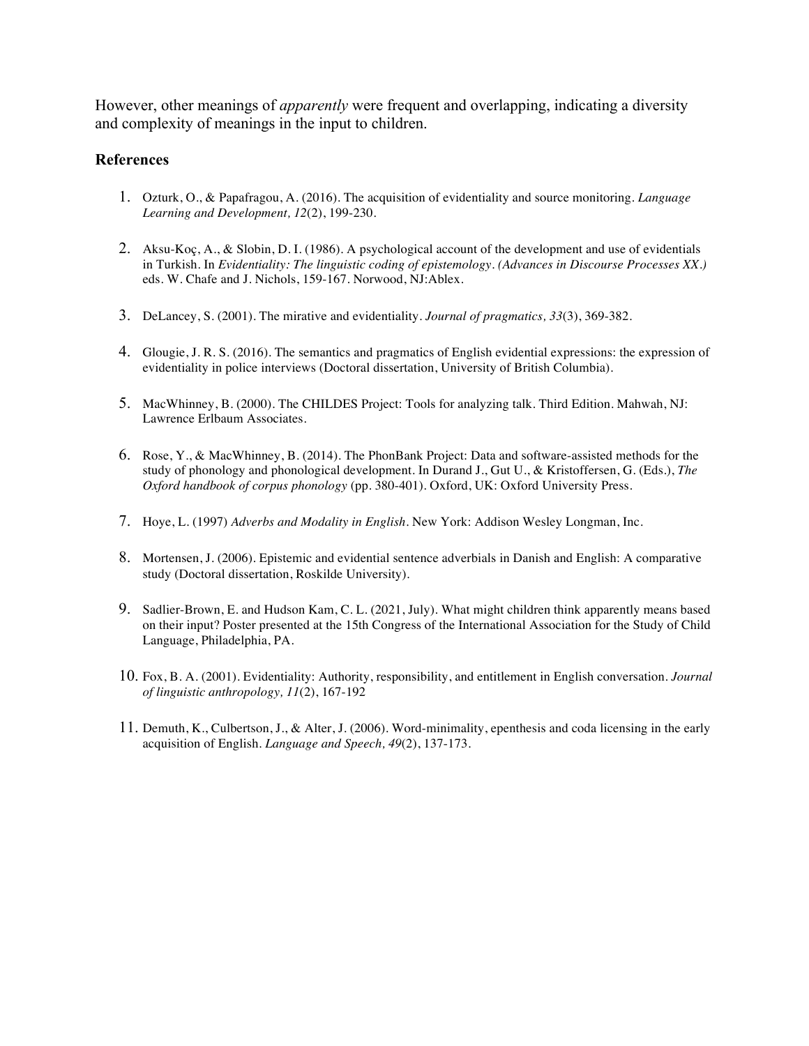However, other meanings of *apparently* were frequent and overlapping, indicating a diversity and complexity of meanings in the input to children.

### References

1. Ozturk, O., & Papafragou, A. (2016). The acquisition of evidentiality and source monitoring. *Language Learning and Development, 12*(2), 199-230.

2. Aksu-Koç, A., & Slobin, D. I. (1986). A psychological account of the development and use of evidentials in Turkish. In *Evidentiality: The linguistic coding of epistemology. (Advances in Discourse Processes XX.)* eds. W. Chafe and J. Nichols, 159-167. Norwood, NJ:Ablex.

3. DeLancey, S. (2001). The mirative and evidentiality. *Journal of pragmatics, 33*(3), 369-382.

4. Glougie, J. R. S. (2016). The semantics and pragmatics of English evidential expressions: the expression of evidentiality in police interviews (Doctoral dissertation, University of British Columbia).

5. MacWhinney, B. (2000). The CHILDES Project: Tools for analyzing talk. Third Edition. Mahwah, NJ: Lawrence Erlbaum Associates.

6. Rose, Y., & MacWhinney, B. (2014). The PhonBank Project: Data and software-assisted methods for the study of phonology and phonological development. In Durand J., Gut U., & Kristoffersen, G. (Eds.), *The Oxford handbook of corpus phonology* (pp. 380-401). Oxford, UK: Oxford University Press.

7. Hoye, L. (1997) *Adverbs and Modality in English*. New York: Addison Wesley Longman, Inc.

8. Mortensen, J. (2006). Epistemic and evidential sentence adverbials in Danish and English: A comparative study (Doctoral dissertation, Roskilde University).

9. Sadlier-Brown, E. and Hudson Kam, C. L. (2021, July). What might children think apparently means based on their input? Poster presented at the 15th Congress of the International Association for the Study of Child Language, Philadelphia, PA.

10. Fox, B. A. (2001). Evidentiality: Authority, responsibility, and entitlement in English conversation. *Journal of linguistic anthropology, 11*(2), 167-192

11. Demuth, K., Culbertson, J., & Alter, J. (2006). Word-minimality, epenthesis and coda licensing in the early acquisition of English. *Language and Speech, 49*(2), 137-173.